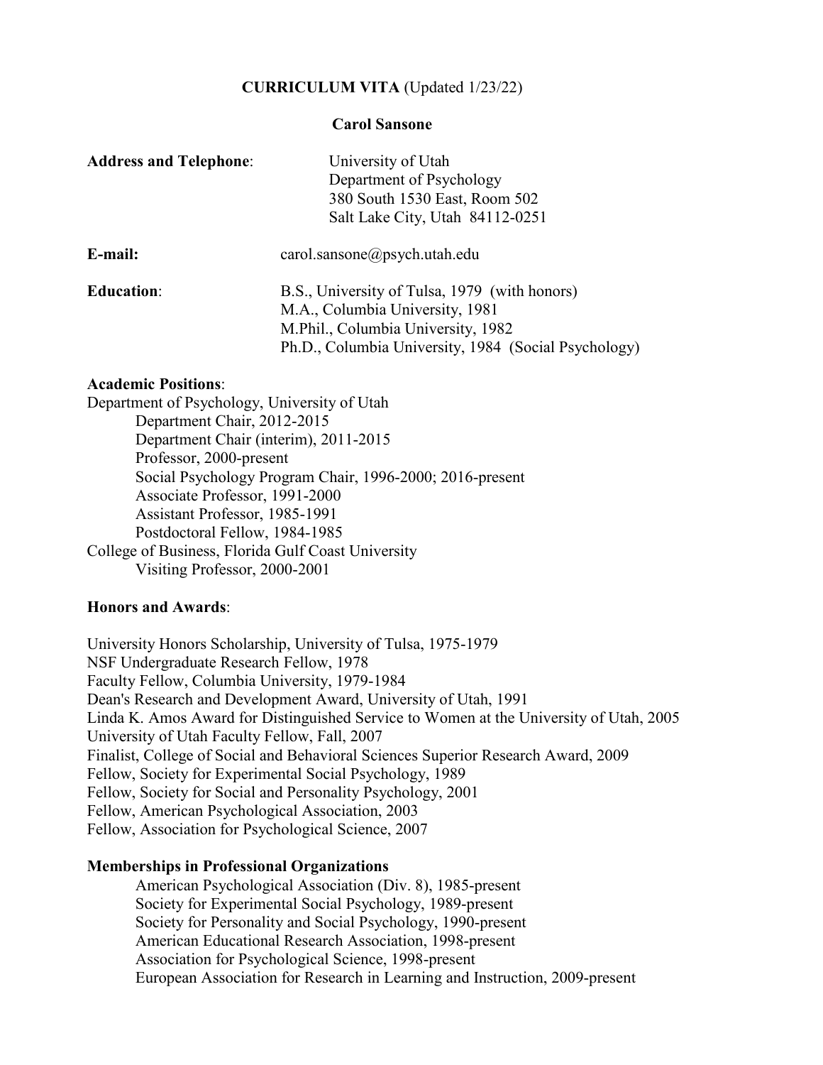**CURRICULUM VITA** (Updated 1/23/22)

**Carol Sansone**

**Address and Telephone**: University of Utah
Department of Psychology
380 South 1530 East, Room 502
Salt Lake City, Utah 84112-0251

**E-mail:** carol.sansone@psych.utah.edu

**Education**: B.S., University of Tulsa, 1979 (with honors)
M.A., Columbia University, 1981
M.Phil., Columbia University, 1982
Ph.D., Columbia University, 1984 (Social Psychology)

**Academic Positions**:

Department of Psychology, University of Utah

- Department Chair, 2012-2015
- Department Chair (interim), 2011-2015
- Professor, 2000-present
- Social Psychology Program Chair, 1996-2000; 2016-present
- Associate Professor, 1991-2000
- Assistant Professor, 1985-1991
- Postdoctoral Fellow, 1984-1985

College of Business, Florida Gulf Coast University

- Visiting Professor, 2000-2001

**Honors and Awards**:

University Honors Scholarship, University of Tulsa, 1975-1979
NSF Undergraduate Research Fellow, 1978
Faculty Fellow, Columbia University, 1979-1984
Dean's Research and Development Award, University of Utah, 1991
Linda K. Amos Award for Distinguished Service to Women at the University of Utah, 2005
University of Utah Faculty Fellow, Fall, 2007
Finalist, College of Social and Behavioral Sciences Superior Research Award, 2009
Fellow, Society for Experimental Social Psychology, 1989
Fellow, Society for Social and Personality Psychology, 2001
Fellow, American Psychological Association, 2003
Fellow, Association for Psychological Science, 2007

**Memberships in Professional Organizations**

- American Psychological Association (Div. 8), 1985-present
- Society for Experimental Social Psychology, 1989-present
- Society for Personality and Social Psychology, 1990-present
- American Educational Research Association, 1998-present
- Association for Psychological Science, 1998-present
- European Association for Research in Learning and Instruction, 2009-present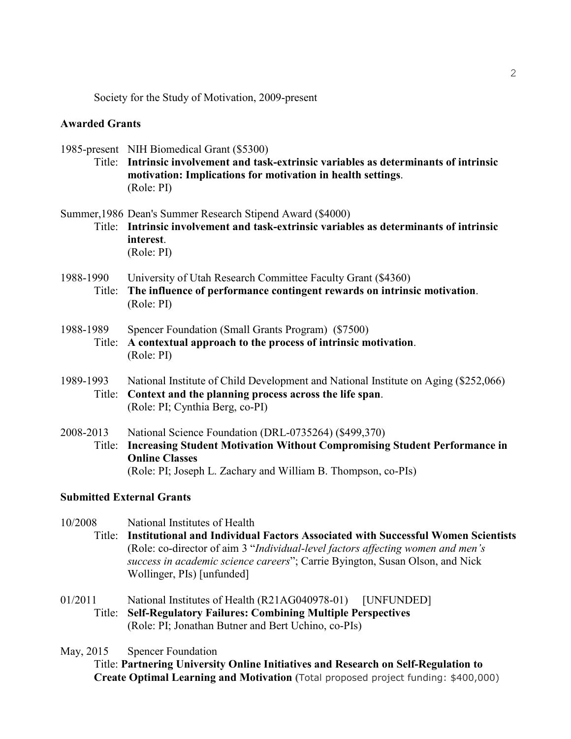Society for the Study of Motivation, 2009-present

**Awarded Grants**

1985-present NIH Biomedical Grant ($5300)
Title: **Intrinsic involvement and task-extrinsic variables as determinants of intrinsic motivation: Implications for motivation in health settings**.
(Role: PI)

Summer,1986 Dean's Summer Research Stipend Award ($4000)
Title: **Intrinsic involvement and task-extrinsic variables as determinants of intrinsic interest**.
(Role: PI)

1988-1990 University of Utah Research Committee Faculty Grant ($4360)
Title: **The influence of performance contingent rewards on intrinsic motivation**.
(Role: PI)

1988-1989 Spencer Foundation (Small Grants Program) ($7500)
Title: **A contextual approach to the process of intrinsic motivation**.
(Role: PI)

1989-1993 National Institute of Child Development and National Institute on Aging ($252,066)
Title: **Context and the planning process across the life span**.
(Role: PI; Cynthia Berg, co-PI)

2008-2013 National Science Foundation (DRL-0735264) ($499,370)
Title: **Increasing Student Motivation Without Compromising Student Performance in Online Classes**
(Role: PI; Joseph L. Zachary and William B. Thompson, co-PIs)

**Submitted External Grants**

10/2008 National Institutes of Health
Title: **Institutional and Individual Factors Associated with Successful Women Scientists**
(Role: co-director of aim 3 "*Individual-level factors affecting women and men's success in academic science careers*"; Carrie Byington, Susan Olson, and Nick Wollinger, PIs) [unfunded]

01/2011 National Institutes of Health (R21AG040978-01) [UNFUNDED]
Title: **Self-Regulatory Failures: Combining Multiple Perspectives**
(Role: PI; Jonathan Butner and Bert Uchino, co-PIs)

May, 2015 Spencer Foundation
Title: **Partnering University Online Initiatives and Research on Self-Regulation to Create Optimal Learning and Motivation** (Total proposed project funding: $400,000)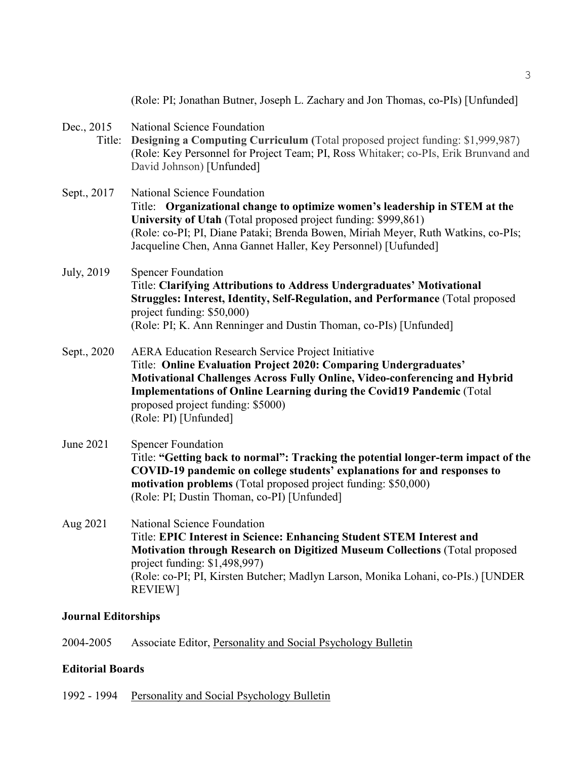(Role: PI; Jonathan Butner, Joseph L. Zachary and Jon Thomas, co-PIs) [Unfunded]

Dec., 2015 National Science Foundation
Title: **Designing a Computing Curriculum (**Total proposed project funding: $1,999,987) (Role: Key Personnel for Project Team; PI, Ross Whitaker; co-PIs, Erik Brunvand and David Johnson) [Unfunded]

Sept., 2017 National Science Foundation
Title: **Organizational change to optimize women's leadership in STEM at the University of Utah** (Total proposed project funding: $999,861)
(Role: co-PI; PI, Diane Pataki; Brenda Bowen, Miriah Meyer, Ruth Watkins, co-PIs; Jacqueline Chen, Anna Gannet Haller, Key Personnel) [Uufunded]

July, 2019 Spencer Foundation
Title: **Clarifying Attributions to Address Undergraduates' Motivational Struggles: Interest, Identity, Self-Regulation, and Performance** (Total proposed project funding: $50,000)
(Role: PI; K. Ann Renninger and Dustin Thoman, co-PIs) [Unfunded]

Sept., 2020 AERA Education Research Service Project Initiative
Title: **Online Evaluation Project 2020: Comparing Undergraduates' Motivational Challenges Across Fully Online, Video-conferencing and Hybrid Implementations of Online Learning during the Covid19 Pandemic** (Total proposed project funding: $5000)
(Role: PI) [Unfunded]

June 2021 Spencer Foundation
Title: **"Getting back to normal": Tracking the potential longer-term impact of the COVID-19 pandemic on college students' explanations for and responses to motivation problems** (Total proposed project funding: $50,000)
(Role: PI; Dustin Thoman, co-PI) [Unfunded]

Aug 2021 National Science Foundation
Title: **EPIC Interest in Science: Enhancing Student STEM Interest and Motivation through Research on Digitized Museum Collections** (Total proposed project funding: $1,498,997)
(Role: co-PI; PI, Kirsten Butcher; Madlyn Larson, Monika Lohani, co-PIs.) [UNDER REVIEW]

**Journal Editorships**

2004-2005 Associate Editor, Personality and Social Psychology Bulletin

**Editorial Boards**

1992 - 1994 Personality and Social Psychology Bulletin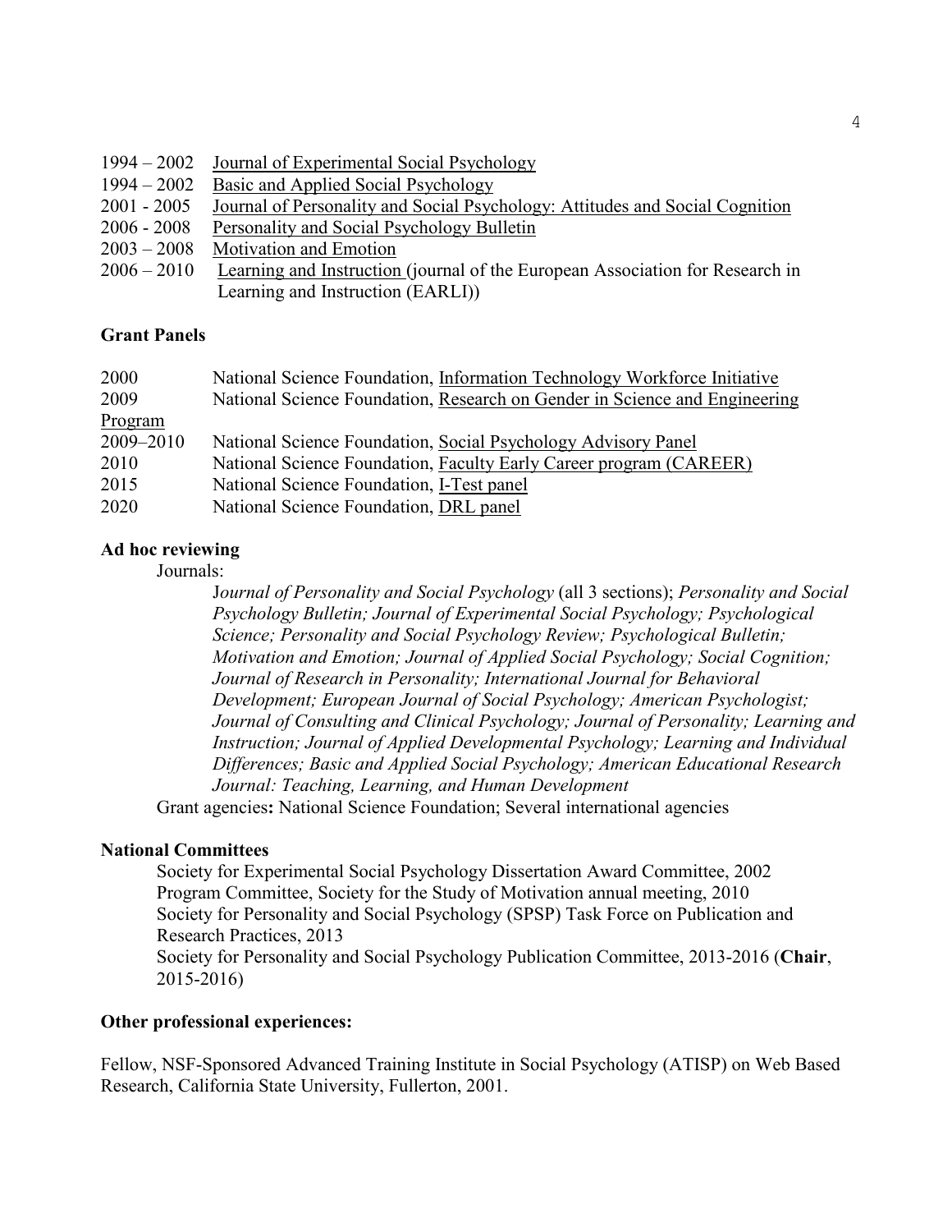1994 – 2002 Journal of Experimental Social Psychology
1994 – 2002 Basic and Applied Social Psychology
2001 - 2005 Journal of Personality and Social Psychology: Attitudes and Social Cognition
2006 - 2008 Personality and Social Psychology Bulletin
2003 – 2008 Motivation and Emotion
2006 – 2010 Learning and Instruction (journal of the European Association for Research in Learning and Instruction (EARLI))

**Grant Panels**

2000 National Science Foundation, Information Technology Workforce Initiative
2009 National Science Foundation, Research on Gender in Science and Engineering Program
2009–2010 National Science Foundation, Social Psychology Advisory Panel
2010 National Science Foundation, Faculty Early Career program (CAREER)
2015 National Science Foundation, I-Test panel
2020 National Science Foundation, DRL panel

**Ad hoc reviewing**

Journals:

*Journal of Personality and Social Psychology* (all 3 sections); *Personality and Social Psychology Bulletin; Journal of Experimental Social Psychology; Psychological Science; Personality and Social Psychology Review; Psychological Bulletin; Motivation and Emotion; Journal of Applied Social Psychology; Social Cognition; Journal of Research in Personality; International Journal for Behavioral Development; European Journal of Social Psychology; American Psychologist; Journal of Consulting and Clinical Psychology; Journal of Personality; Learning and Instruction; Journal of Applied Developmental Psychology; Learning and Individual Differences; Basic and Applied Social Psychology; American Educational Research Journal: Teaching, Learning, and Human Development*

Grant agencies**:** National Science Foundation; Several international agencies

**National Committees**

Society for Experimental Social Psychology Dissertation Award Committee, 2002
Program Committee, Society for the Study of Motivation annual meeting, 2010
Society for Personality and Social Psychology (SPSP) Task Force on Publication and Research Practices, 2013
Society for Personality and Social Psychology Publication Committee, 2013-2016 (**Chair**, 2015-2016)

**Other professional experiences:**

Fellow, NSF-Sponsored Advanced Training Institute in Social Psychology (ATISP) on Web Based Research, California State University, Fullerton, 2001.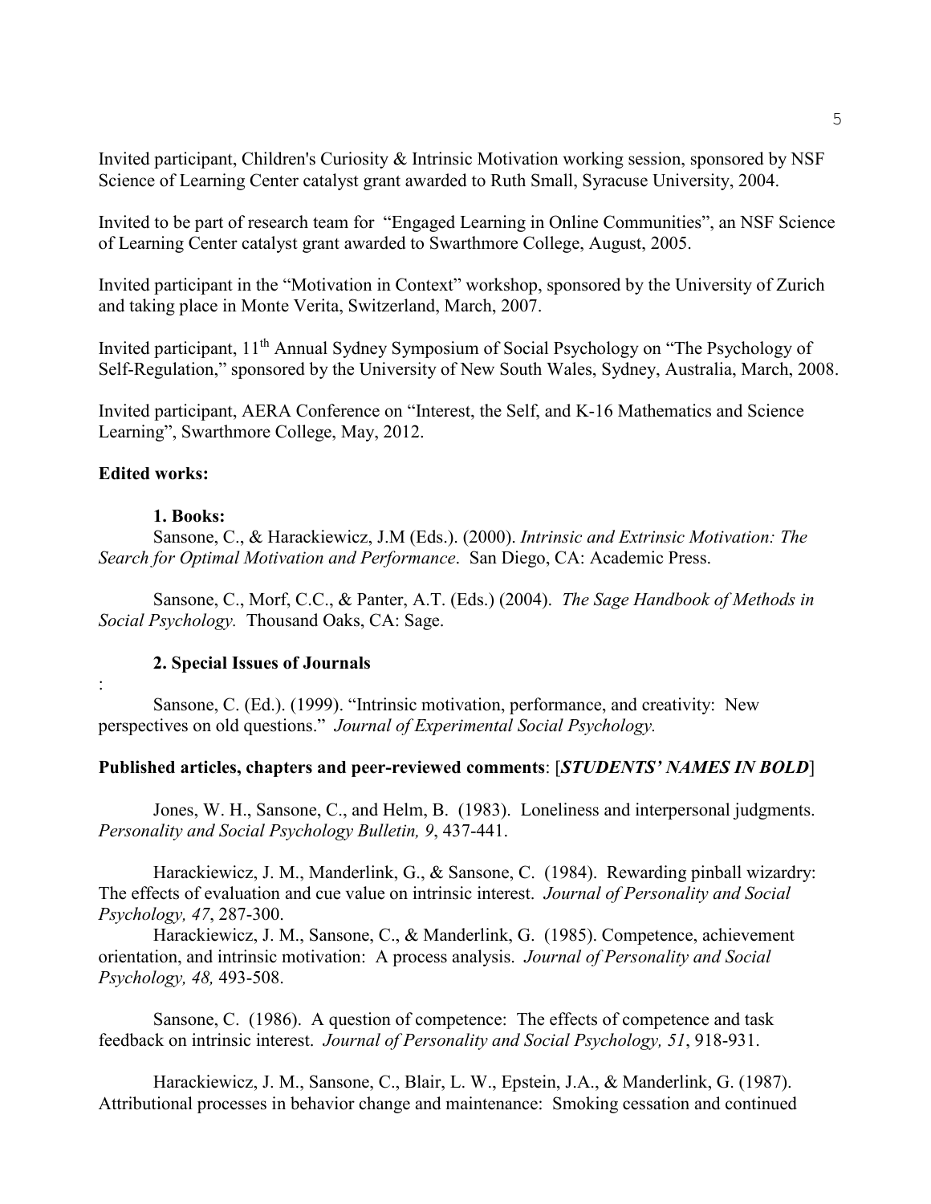Invited participant, Children's Curiosity & Intrinsic Motivation working session, sponsored by NSF Science of Learning Center catalyst grant awarded to Ruth Small, Syracuse University, 2004.

Invited to be part of research team for "Engaged Learning in Online Communities", an NSF Science of Learning Center catalyst grant awarded to Swarthmore College, August, 2005.

Invited participant in the "Motivation in Context" workshop, sponsored by the University of Zurich and taking place in Monte Verita, Switzerland, March, 2007.

Invited participant, 11th Annual Sydney Symposium of Social Psychology on "The Psychology of Self-Regulation," sponsored by the University of New South Wales, Sydney, Australia, March, 2008.

Invited participant, AERA Conference on "Interest, the Self, and K-16 Mathematics and Science Learning", Swarthmore College, May, 2012.

**Edited works:**

**1. Books:**

Sansone, C., & Harackiewicz, J.M (Eds.). (2000). *Intrinsic and Extrinsic Motivation: The Search for Optimal Motivation and Performance*. San Diego, CA: Academic Press.

Sansone, C., Morf, C.C., & Panter, A.T. (Eds.) (2004). *The Sage Handbook of Methods in Social Psychology.* Thousand Oaks, CA: Sage.

**2. Special Issues of Journals**

:

Sansone, C. (Ed.). (1999). "Intrinsic motivation, performance, and creativity: New perspectives on old questions." *Journal of Experimental Social Psychology.*

**Published articles, chapters and peer-reviewed comments**: [***STUDENTS' NAMES IN BOLD***]

Jones, W. H., Sansone, C., and Helm, B. (1983). Loneliness and interpersonal judgments. *Personality and Social Psychology Bulletin, 9*, 437-441.

Harackiewicz, J. M., Manderlink, G., & Sansone, C. (1984). Rewarding pinball wizardry: The effects of evaluation and cue value on intrinsic interest. *Journal of Personality and Social Psychology, 47*, 287-300.

Harackiewicz, J. M., Sansone, C., & Manderlink, G. (1985). Competence, achievement orientation, and intrinsic motivation: A process analysis. *Journal of Personality and Social Psychology, 48,* 493-508.

Sansone, C. (1986). A question of competence: The effects of competence and task feedback on intrinsic interest. *Journal of Personality and Social Psychology, 51*, 918-931.

Harackiewicz, J. M., Sansone, C., Blair, L. W., Epstein, J.A., & Manderlink, G. (1987). Attributional processes in behavior change and maintenance: Smoking cessation and continued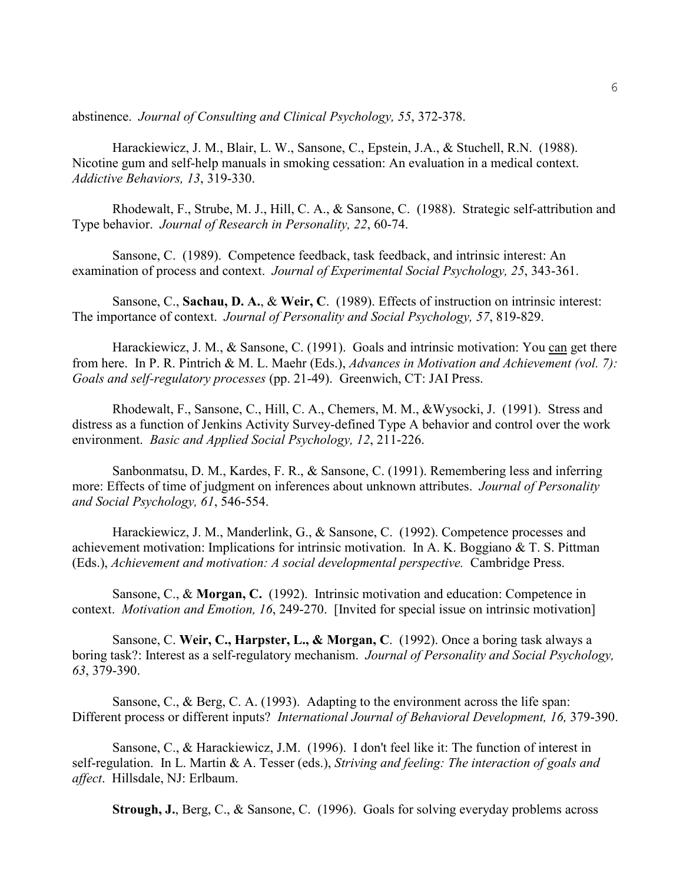abstinence. *Journal of Consulting and Clinical Psychology, 55*, 372-378.

Harackiewicz, J. M., Blair, L. W., Sansone, C., Epstein, J.A., & Stuchell, R.N. (1988). Nicotine gum and self-help manuals in smoking cessation: An evaluation in a medical context. *Addictive Behaviors, 13*, 319-330.

Rhodewalt, F., Strube, M. J., Hill, C. A., & Sansone, C. (1988). Strategic self-attribution and Type behavior. *Journal of Research in Personality, 22*, 60-74.

Sansone, C. (1989). Competence feedback, task feedback, and intrinsic interest: An examination of process and context. *Journal of Experimental Social Psychology, 25*, 343-361.

Sansone, C., **Sachau, D. A.**, & **Weir, C**. (1989). Effects of instruction on intrinsic interest: The importance of context. *Journal of Personality and Social Psychology, 57*, 819-829.

Harackiewicz, J. M., & Sansone, C. (1991). Goals and intrinsic motivation: You <u>can</u> get there from here. In P. R. Pintrich & M. L. Maehr (Eds.), *Advances in Motivation and Achievement (vol. 7): Goals and self-regulatory processes* (pp. 21-49). Greenwich, CT: JAI Press.

Rhodewalt, F., Sansone, C., Hill, C. A., Chemers, M. M., &Wysocki, J. (1991). Stress and distress as a function of Jenkins Activity Survey-defined Type A behavior and control over the work environment. *Basic and Applied Social Psychology, 12*, 211-226.

Sanbonmatsu, D. M., Kardes, F. R., & Sansone, C. (1991). Remembering less and inferring more: Effects of time of judgment on inferences about unknown attributes. *Journal of Personality and Social Psychology, 61*, 546-554.

Harackiewicz, J. M., Manderlink, G., & Sansone, C. (1992). Competence processes and achievement motivation: Implications for intrinsic motivation. In A. K. Boggiano & T. S. Pittman (Eds.), *Achievement and motivation: A social developmental perspective.* Cambridge Press.

Sansone, C., & **Morgan, C.** (1992). Intrinsic motivation and education: Competence in context. *Motivation and Emotion, 16*, 249-270. [Invited for special issue on intrinsic motivation]

Sansone, C. **Weir, C., Harpster, L., & Morgan, C**. (1992). Once a boring task always a boring task?: Interest as a self-regulatory mechanism. *Journal of Personality and Social Psychology, 63*, 379-390.

Sansone, C., & Berg, C. A. (1993). Adapting to the environment across the life span: Different process or different inputs? *International Journal of Behavioral Development, 16,* 379-390.

Sansone, C., & Harackiewicz, J.M. (1996). I don't feel like it: The function of interest in self-regulation. In L. Martin & A. Tesser (eds.), *Striving and feeling: The interaction of goals and affect*. Hillsdale, NJ: Erlbaum.

**Strough, J.**, Berg, C., & Sansone, C. (1996). Goals for solving everyday problems across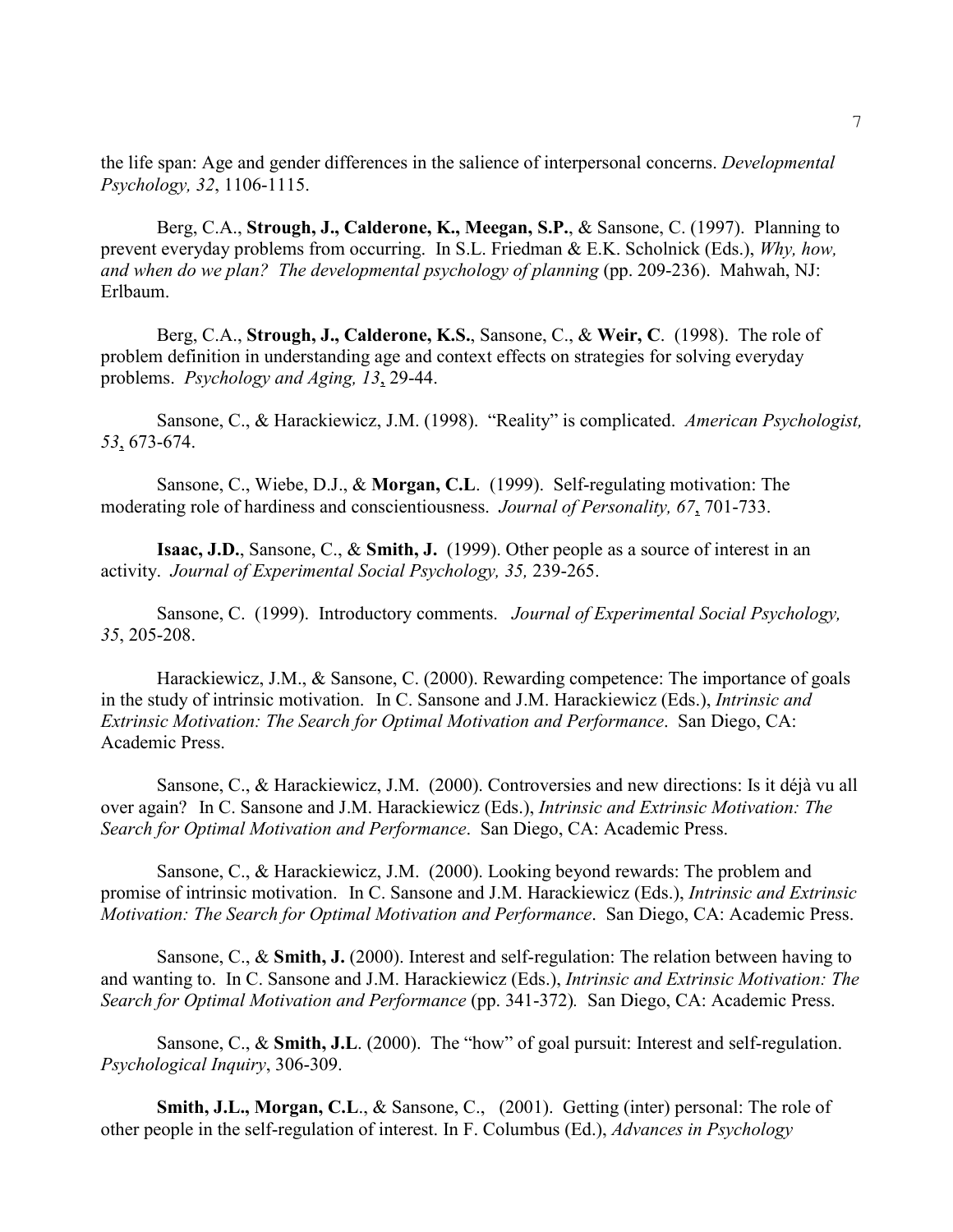the life span: Age and gender differences in the salience of interpersonal concerns. *Developmental Psychology, 32*, 1106-1115.

Berg, C.A., **Strough, J., Calderone, K., Meegan, S.P.**, & Sansone, C. (1997). Planning to prevent everyday problems from occurring. In S.L. Friedman & E.K. Scholnick (Eds.), *Why, how, and when do we plan? The developmental psychology of planning* (pp. 209-236). Mahwah, NJ: Erlbaum.

Berg, C.A., **Strough, J., Calderone, K.S.**, Sansone, C., & **Weir, C**. (1998). The role of problem definition in understanding age and context effects on strategies for solving everyday problems. *Psychology and Aging, 13*, 29-44.

Sansone, C., & Harackiewicz, J.M. (1998). "Reality" is complicated. *American Psychologist, 53*, 673-674.

Sansone, C., Wiebe, D.J., & **Morgan, C.L**. (1999). Self-regulating motivation: The moderating role of hardiness and conscientiousness. *Journal of Personality, 67*, 701-733.

**Isaac, J.D.**, Sansone, C., & **Smith, J.** (1999). Other people as a source of interest in an activity. *Journal of Experimental Social Psychology, 35,* 239-265.

Sansone, C. (1999). Introductory comments. *Journal of Experimental Social Psychology, 35*, 205-208.

Harackiewicz, J.M., & Sansone, C. (2000). Rewarding competence: The importance of goals in the study of intrinsic motivation. In C. Sansone and J.M. Harackiewicz (Eds.), *Intrinsic and Extrinsic Motivation: The Search for Optimal Motivation and Performance*. San Diego, CA: Academic Press.

Sansone, C., & Harackiewicz, J.M. (2000). Controversies and new directions: Is it déjà vu all over again? In C. Sansone and J.M. Harackiewicz (Eds.), *Intrinsic and Extrinsic Motivation: The Search for Optimal Motivation and Performance*. San Diego, CA: Academic Press.

Sansone, C., & Harackiewicz, J.M. (2000). Looking beyond rewards: The problem and promise of intrinsic motivation. In C. Sansone and J.M. Harackiewicz (Eds.), *Intrinsic and Extrinsic Motivation: The Search for Optimal Motivation and Performance*. San Diego, CA: Academic Press.

Sansone, C., & **Smith, J.** (2000). Interest and self-regulation: The relation between having to and wanting to. In C. Sansone and J.M. Harackiewicz (Eds.), *Intrinsic and Extrinsic Motivation: The Search for Optimal Motivation and Performance* (pp. 341-372)*.* San Diego, CA: Academic Press.

Sansone, C., & **Smith, J.L**. (2000). The "how" of goal pursuit: Interest and self-regulation. *Psychological Inquiry*, 306-309.

**Smith, J.L., Morgan, C.L**., & Sansone, C., (2001). Getting (inter) personal: The role of other people in the self-regulation of interest. In F. Columbus (Ed.), *Advances in Psychology*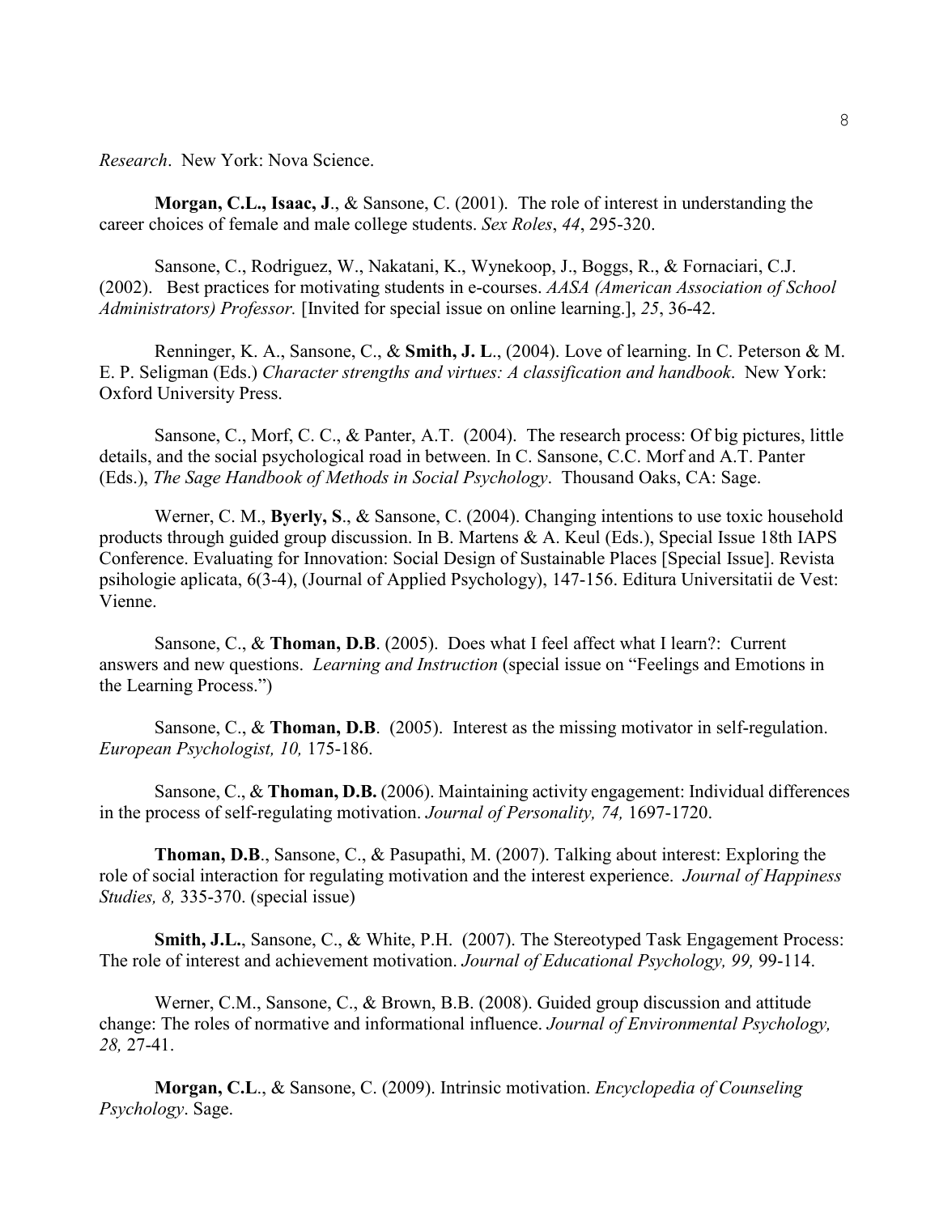*Research*. New York: Nova Science.

**Morgan, C.L., Isaac, J**., & Sansone, C. (2001). The role of interest in understanding the career choices of female and male college students. *Sex Roles*, *44*, 295-320.

Sansone, C., Rodriguez, W., Nakatani, K., Wynekoop, J., Boggs, R., & Fornaciari, C.J. (2002). Best practices for motivating students in e-courses. *AASA (American Association of School Administrators) Professor.* [Invited for special issue on online learning.], *25*, 36-42.

Renninger, K. A., Sansone, C., & **Smith, J. L**., (2004). Love of learning. In C. Peterson & M. E. P. Seligman (Eds.) *Character strengths and virtues: A classification and handbook*. New York: Oxford University Press.

Sansone, C., Morf, C. C., & Panter, A.T. (2004). The research process: Of big pictures, little details, and the social psychological road in between. In C. Sansone, C.C. Morf and A.T. Panter (Eds.), *The Sage Handbook of Methods in Social Psychology*. Thousand Oaks, CA: Sage.

Werner, C. M., **Byerly, S**., & Sansone, C. (2004). Changing intentions to use toxic household products through guided group discussion. In B. Martens & A. Keul (Eds.), Special Issue 18th IAPS Conference. Evaluating for Innovation: Social Design of Sustainable Places [Special Issue]. Revista psihologie aplicata, 6(3-4), (Journal of Applied Psychology), 147-156. Editura Universitatii de Vest: Vienne.

Sansone, C., & **Thoman, D.B**. (2005). Does what I feel affect what I learn?: Current answers and new questions. *Learning and Instruction* (special issue on "Feelings and Emotions in the Learning Process.")

Sansone, C., & **Thoman, D.B**. (2005). Interest as the missing motivator in self-regulation. *European Psychologist, 10,* 175-186.

Sansone, C., & **Thoman, D.B.** (2006). Maintaining activity engagement: Individual differences in the process of self-regulating motivation. *Journal of Personality, 74,* 1697-1720.

**Thoman, D.B**., Sansone, C., & Pasupathi, M. (2007). Talking about interest: Exploring the role of social interaction for regulating motivation and the interest experience. *Journal of Happiness Studies, 8,* 335-370. (special issue)

**Smith, J.L.**, Sansone, C., & White, P.H. (2007). The Stereotyped Task Engagement Process: The role of interest and achievement motivation. *Journal of Educational Psychology, 99,* 99-114.

Werner, C.M., Sansone, C., & Brown, B.B. (2008). Guided group discussion and attitude change: The roles of normative and informational influence. *Journal of Environmental Psychology, 28,* 27-41.

**Morgan, C.L**., & Sansone, C. (2009). Intrinsic motivation. *Encyclopedia of Counseling Psychology*. Sage.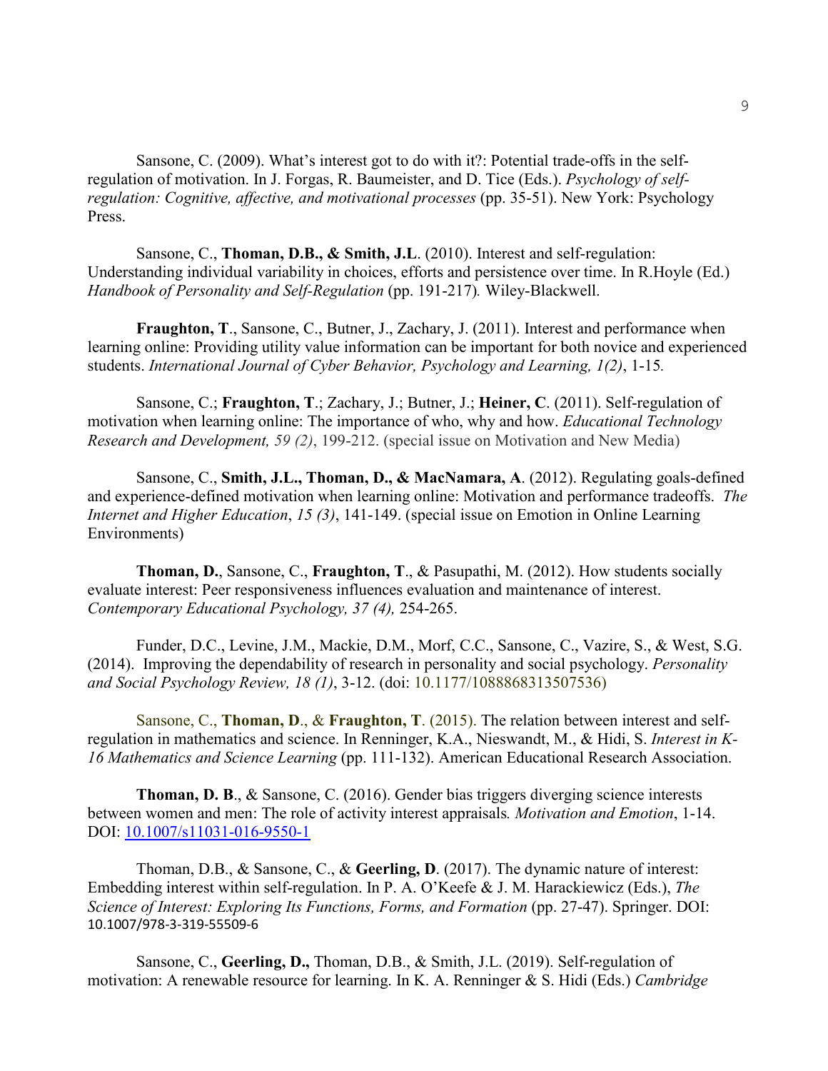Sansone, C. (2009). What's interest got to do with it?: Potential trade-offs in the self-regulation of motivation. In J. Forgas, R. Baumeister, and D. Tice (Eds.). *Psychology of self-regulation: Cognitive, affective, and motivational processes* (pp. 35-51). New York: Psychology Press.

Sansone, C., **Thoman, D.B., & Smith, J.L**. (2010). Interest and self-regulation: Understanding individual variability in choices, efforts and persistence over time. In R.Hoyle (Ed.) *Handbook of Personality and Self-Regulation* (pp. 191-217)*.* Wiley-Blackwell.

**Fraughton, T**., Sansone, C., Butner, J., Zachary, J. (2011). Interest and performance when learning online: Providing utility value information can be important for both novice and experienced students. *International Journal of Cyber Behavior, Psychology and Learning, 1(2)*, 1-15*.*

Sansone, C.; **Fraughton, T**.; Zachary, J.; Butner, J.; **Heiner, C**. (2011). Self-regulation of motivation when learning online: The importance of who, why and how. *Educational Technology Research and Development, 59 (2)*, 199-212. (special issue on Motivation and New Media)

Sansone, C., **Smith, J.L., Thoman, D., & MacNamara, A**. (2012). Regulating goals-defined and experience-defined motivation when learning online: Motivation and performance tradeoffs. *The Internet and Higher Education*, *15 (3)*, 141-149. (special issue on Emotion in Online Learning Environments)

**Thoman, D.**, Sansone, C., **Fraughton, T**., & Pasupathi, M. (2012). How students socially evaluate interest: Peer responsiveness influences evaluation and maintenance of interest. *Contemporary Educational Psychology, 37 (4),* 254-265.

Funder, D.C., Levine, J.M., Mackie, D.M., Morf, C.C., Sansone, C., Vazire, S., & West, S.G. (2014). Improving the dependability of research in personality and social psychology. *Personality and Social Psychology Review, 18 (1)*, 3-12. (doi: 10.1177/1088868313507536)

Sansone, C., **Thoman, D**., & **Fraughton, T**. (2015). The relation between interest and self-regulation in mathematics and science. In Renninger, K.A., Nieswandt, M., & Hidi, S. *Interest in K-16 Mathematics and Science Learning* (pp. 111-132). American Educational Research Association.

**Thoman, D. B**., & Sansone, C. (2016). Gender bias triggers diverging science interests between women and men: The role of activity interest appraisals*. Motivation and Emotion*, 1-14. DOI: 10.1007/s11031-016-9550-1

Thoman, D.B., & Sansone, C., & **Geerling, D**. (2017). The dynamic nature of interest: Embedding interest within self-regulation. In P. A. O'Keefe & J. M. Harackiewicz (Eds.), *The Science of Interest: Exploring Its Functions, Forms, and Formation* (pp. 27-47). Springer. DOI: 10.1007/978-3-319-55509-6

Sansone, C., **Geerling, D.,** Thoman, D.B., & Smith, J.L. (2019). Self-regulation of motivation: A renewable resource for learning. In K. A. Renninger & S. Hidi (Eds.) *Cambridge*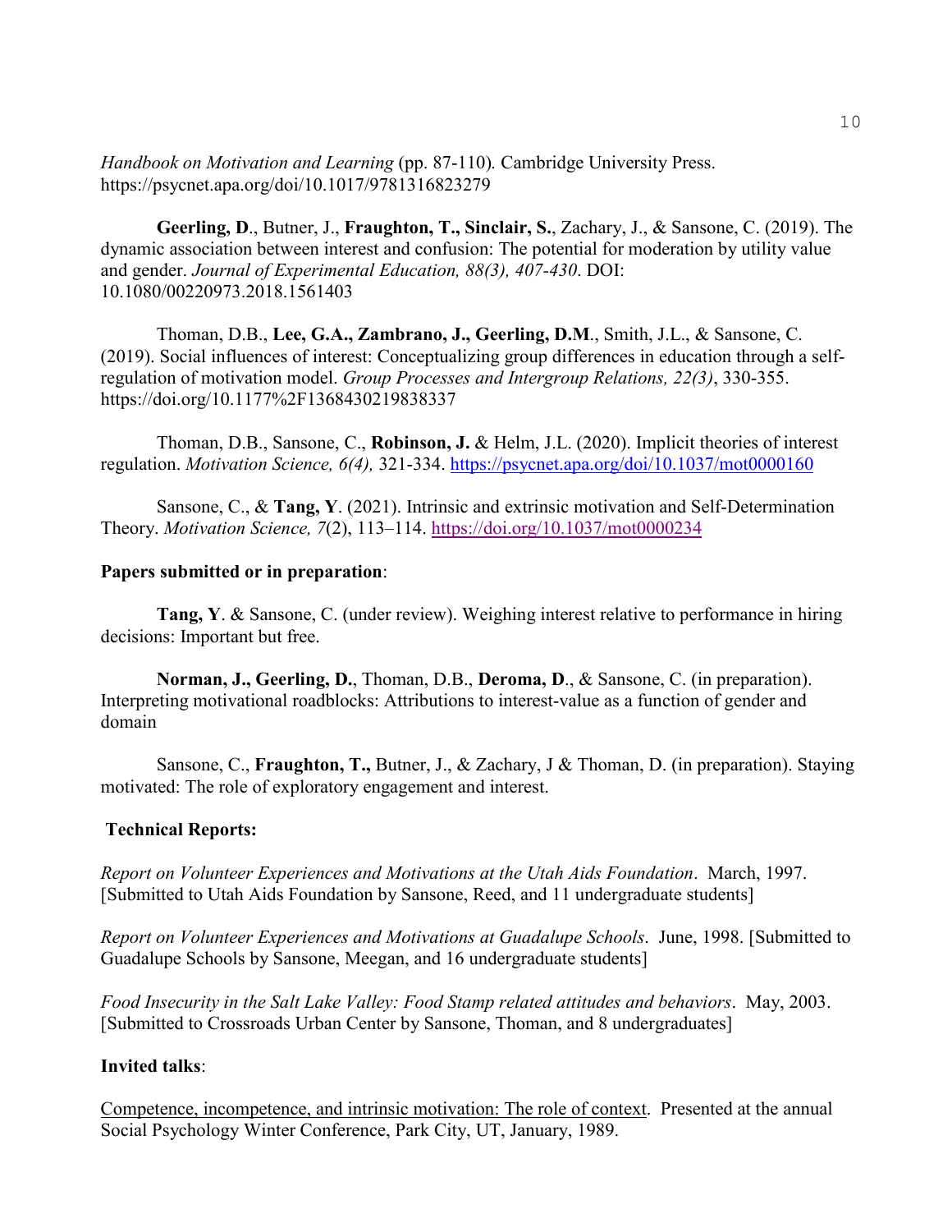*Handbook on Motivation and Learning* (pp. 87-110)*.* Cambridge University Press. https://psycnet.apa.org/doi/10.1017/9781316823279

**Geerling, D**., Butner, J., **Fraughton, T., Sinclair, S.**, Zachary, J., & Sansone, C. (2019). The dynamic association between interest and confusion: The potential for moderation by utility value and gender. *Journal of Experimental Education, 88(3), 407-430*. DOI: 10.1080/00220973.2018.1561403

Thoman, D.B., **Lee, G.A., Zambrano, J., Geerling, D.M**., Smith, J.L., & Sansone, C. (2019). Social influences of interest: Conceptualizing group differences in education through a self-regulation of motivation model. *Group Processes and Intergroup Relations, 22(3)*, 330-355. https://doi.org/10.1177%2F1368430219838337

Thoman, D.B., Sansone, C., **Robinson, J.** & Helm, J.L. (2020). Implicit theories of interest regulation. *Motivation Science, 6(4),* 321-334. https://psycnet.apa.org/doi/10.1037/mot0000160

Sansone, C., & **Tang, Y**. (2021). Intrinsic and extrinsic motivation and Self-Determination Theory. *Motivation Science, 7*(2), 113–114. https://doi.org/10.1037/mot0000234

**Papers submitted or in preparation**:

**Tang, Y**. & Sansone, C. (under review). Weighing interest relative to performance in hiring decisions: Important but free.

**Norman, J., Geerling, D.**, Thoman, D.B., **Deroma, D**., & Sansone, C. (in preparation). Interpreting motivational roadblocks: Attributions to interest-value as a function of gender and domain

Sansone, C., **Fraughton, T.,** Butner, J., & Zachary, J & Thoman, D. (in preparation). Staying motivated: The role of exploratory engagement and interest.

**Technical Reports:**

*Report on Volunteer Experiences and Motivations at the Utah Aids Foundation*. March, 1997. [Submitted to Utah Aids Foundation by Sansone, Reed, and 11 undergraduate students]

*Report on Volunteer Experiences and Motivations at Guadalupe Schools*. June, 1998. [Submitted to Guadalupe Schools by Sansone, Meegan, and 16 undergraduate students]

*Food Insecurity in the Salt Lake Valley: Food Stamp related attitudes and behaviors*. May, 2003. [Submitted to Crossroads Urban Center by Sansone, Thoman, and 8 undergraduates]

**Invited talks**:

Competence, incompetence, and intrinsic motivation: The role of context. Presented at the annual Social Psychology Winter Conference, Park City, UT, January, 1989.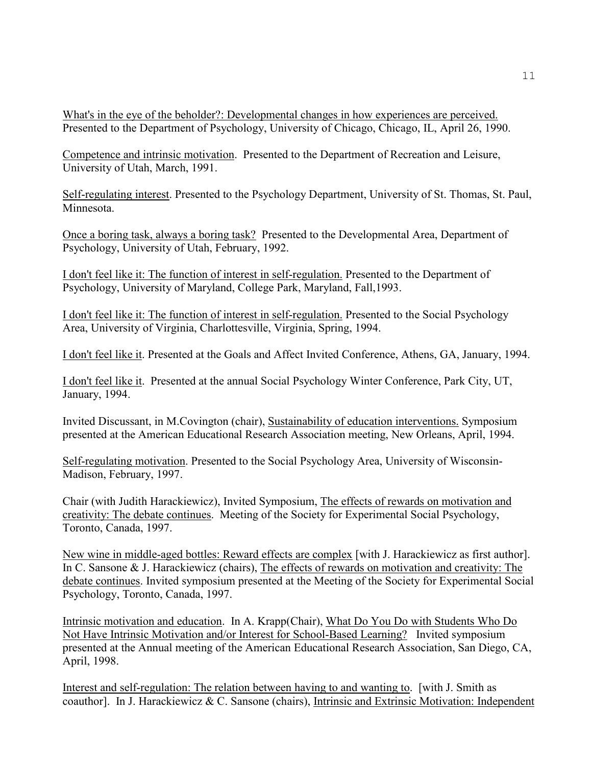What's in the eye of the beholder?: Developmental changes in how experiences are perceived. Presented to the Department of Psychology, University of Chicago, Chicago, IL, April 26, 1990.

Competence and intrinsic motivation. Presented to the Department of Recreation and Leisure, University of Utah, March, 1991.

Self-regulating interest. Presented to the Psychology Department, University of St. Thomas, St. Paul, Minnesota.

Once a boring task, always a boring task? Presented to the Developmental Area, Department of Psychology, University of Utah, February, 1992.

I don't feel like it: The function of interest in self-regulation. Presented to the Department of Psychology, University of Maryland, College Park, Maryland, Fall,1993.

I don't feel like it: The function of interest in self-regulation. Presented to the Social Psychology Area, University of Virginia, Charlottesville, Virginia, Spring, 1994.

I don't feel like it. Presented at the Goals and Affect Invited Conference, Athens, GA, January, 1994.

I don't feel like it. Presented at the annual Social Psychology Winter Conference, Park City, UT, January, 1994.

Invited Discussant, in M.Covington (chair), Sustainability of education interventions. Symposium presented at the American Educational Research Association meeting, New Orleans, April, 1994.

Self-regulating motivation. Presented to the Social Psychology Area, University of Wisconsin-Madison, February, 1997.

Chair (with Judith Harackiewicz), Invited Symposium, The effects of rewards on motivation and creativity: The debate continues. Meeting of the Society for Experimental Social Psychology, Toronto, Canada, 1997.

New wine in middle-aged bottles: Reward effects are complex [with J. Harackiewicz as first author]. In C. Sansone & J. Harackiewicz (chairs), The effects of rewards on motivation and creativity: The debate continues. Invited symposium presented at the Meeting of the Society for Experimental Social Psychology, Toronto, Canada, 1997.

Intrinsic motivation and education. In A. Krapp(Chair), What Do You Do with Students Who Do Not Have Intrinsic Motivation and/or Interest for School-Based Learning? Invited symposium presented at the Annual meeting of the American Educational Research Association, San Diego, CA, April, 1998.

Interest and self-regulation: The relation between having to and wanting to. [with J. Smith as coauthor]. In J. Harackiewicz & C. Sansone (chairs), Intrinsic and Extrinsic Motivation: Independent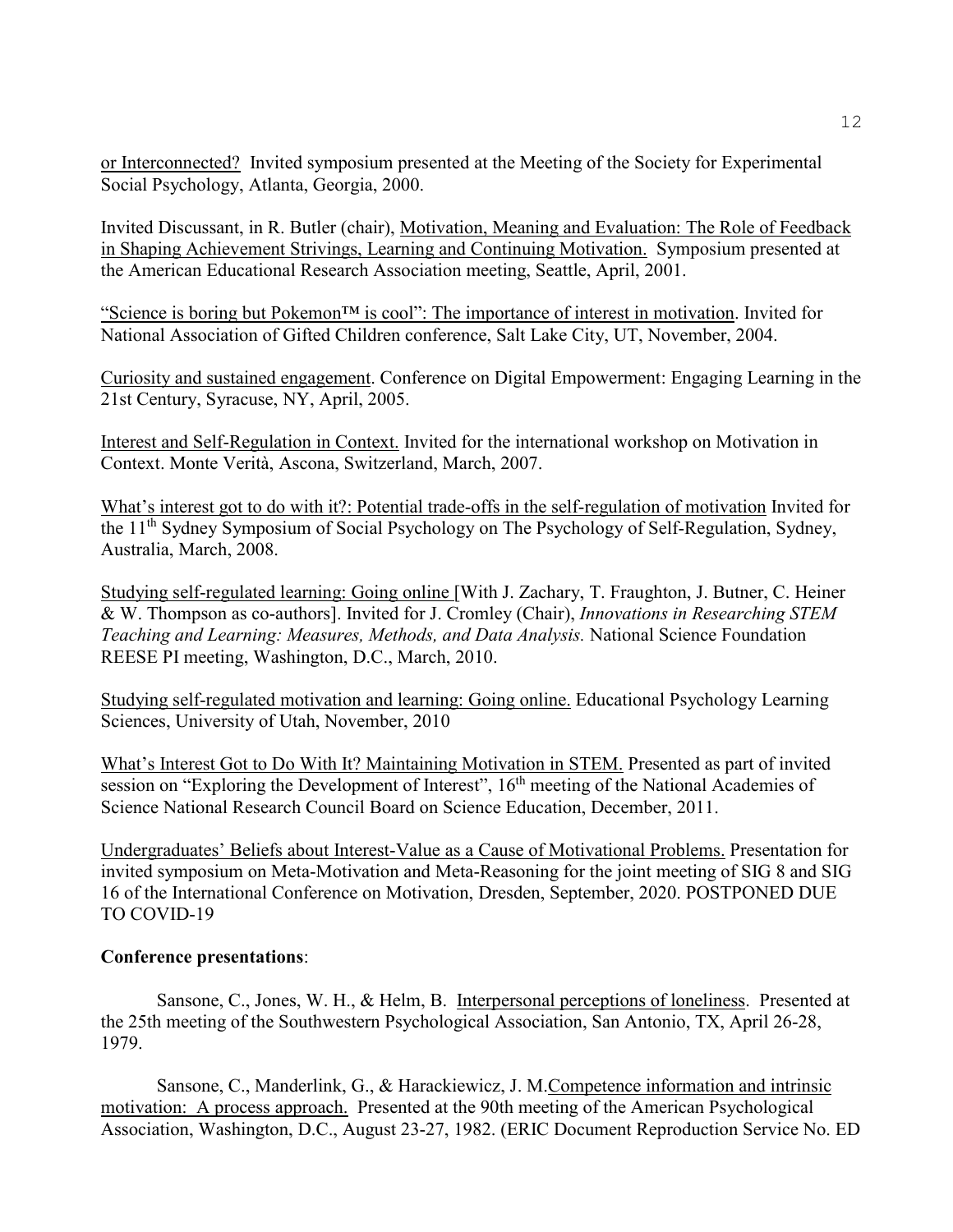or Interconnected? Invited symposium presented at the Meeting of the Society for Experimental Social Psychology, Atlanta, Georgia, 2000.

Invited Discussant, in R. Butler (chair), Motivation, Meaning and Evaluation: The Role of Feedback in Shaping Achievement Strivings, Learning and Continuing Motivation. Symposium presented at the American Educational Research Association meeting, Seattle, April, 2001.

"Science is boring but Pokemon™ is cool": The importance of interest in motivation. Invited for National Association of Gifted Children conference, Salt Lake City, UT, November, 2004.

Curiosity and sustained engagement. Conference on Digital Empowerment: Engaging Learning in the 21st Century, Syracuse, NY, April, 2005.

Interest and Self-Regulation in Context. Invited for the international workshop on Motivation in Context. Monte Verità, Ascona, Switzerland, March, 2007.

What's interest got to do with it?: Potential trade-offs in the self-regulation of motivation Invited for the 11th Sydney Symposium of Social Psychology on The Psychology of Self-Regulation, Sydney, Australia, March, 2008.

Studying self-regulated learning: Going online [With J. Zachary, T. Fraughton, J. Butner, C. Heiner & W. Thompson as co-authors]. Invited for J. Cromley (Chair), *Innovations in Researching STEM Teaching and Learning: Measures, Methods, and Data Analysis.* National Science Foundation REESE PI meeting, Washington, D.C., March, 2010.

Studying self-regulated motivation and learning: Going online. Educational Psychology Learning Sciences, University of Utah, November, 2010

What's Interest Got to Do With It? Maintaining Motivation in STEM. Presented as part of invited session on "Exploring the Development of Interest", 16th meeting of the National Academies of Science National Research Council Board on Science Education, December, 2011.

Undergraduates' Beliefs about Interest-Value as a Cause of Motivational Problems. Presentation for invited symposium on Meta-Motivation and Meta-Reasoning for the joint meeting of SIG 8 and SIG 16 of the International Conference on Motivation, Dresden, September, 2020. POSTPONED DUE TO COVID-19

**Conference presentations**:

Sansone, C., Jones, W. H., & Helm, B. Interpersonal perceptions of loneliness. Presented at the 25th meeting of the Southwestern Psychological Association, San Antonio, TX, April 26-28, 1979.

Sansone, C., Manderlink, G., & Harackiewicz, J. M. Competence information and intrinsic motivation: A process approach. Presented at the 90th meeting of the American Psychological Association, Washington, D.C., August 23-27, 1982. (ERIC Document Reproduction Service No. ED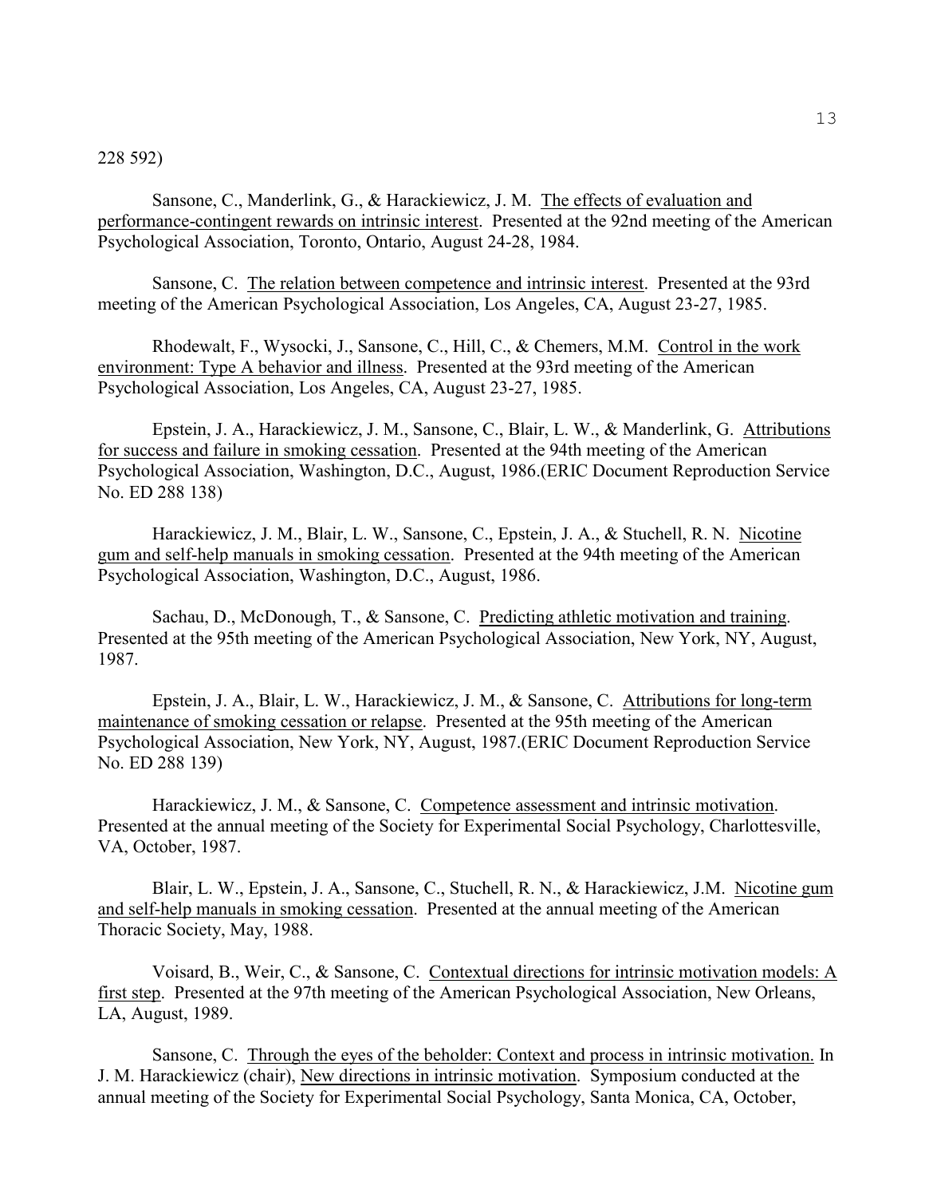228 592)

Sansone, C., Manderlink, G., & Harackiewicz, J. M. The effects of evaluation and performance-contingent rewards on intrinsic interest. Presented at the 92nd meeting of the American Psychological Association, Toronto, Ontario, August 24-28, 1984.

Sansone, C. The relation between competence and intrinsic interest. Presented at the 93rd meeting of the American Psychological Association, Los Angeles, CA, August 23-27, 1985.

Rhodewalt, F., Wysocki, J., Sansone, C., Hill, C., & Chemers, M.M. Control in the work environment: Type A behavior and illness. Presented at the 93rd meeting of the American Psychological Association, Los Angeles, CA, August 23-27, 1985.

Epstein, J. A., Harackiewicz, J. M., Sansone, C., Blair, L. W., & Manderlink, G. Attributions for success and failure in smoking cessation. Presented at the 94th meeting of the American Psychological Association, Washington, D.C., August, 1986.(ERIC Document Reproduction Service No. ED 288 138)

Harackiewicz, J. M., Blair, L. W., Sansone, C., Epstein, J. A., & Stuchell, R. N. Nicotine gum and self-help manuals in smoking cessation. Presented at the 94th meeting of the American Psychological Association, Washington, D.C., August, 1986.

Sachau, D., McDonough, T., & Sansone, C. Predicting athletic motivation and training. Presented at the 95th meeting of the American Psychological Association, New York, NY, August, 1987.

Epstein, J. A., Blair, L. W., Harackiewicz, J. M., & Sansone, C. Attributions for long-term maintenance of smoking cessation or relapse. Presented at the 95th meeting of the American Psychological Association, New York, NY, August, 1987.(ERIC Document Reproduction Service No. ED 288 139)

Harackiewicz, J. M., & Sansone, C. Competence assessment and intrinsic motivation. Presented at the annual meeting of the Society for Experimental Social Psychology, Charlottesville, VA, October, 1987.

Blair, L. W., Epstein, J. A., Sansone, C., Stuchell, R. N., & Harackiewicz, J.M. Nicotine gum and self-help manuals in smoking cessation. Presented at the annual meeting of the American Thoracic Society, May, 1988.

Voisard, B., Weir, C., & Sansone, C. Contextual directions for intrinsic motivation models: A first step. Presented at the 97th meeting of the American Psychological Association, New Orleans, LA, August, 1989.

Sansone, C. Through the eyes of the beholder: Context and process in intrinsic motivation. In J. M. Harackiewicz (chair), New directions in intrinsic motivation. Symposium conducted at the annual meeting of the Society for Experimental Social Psychology, Santa Monica, CA, October,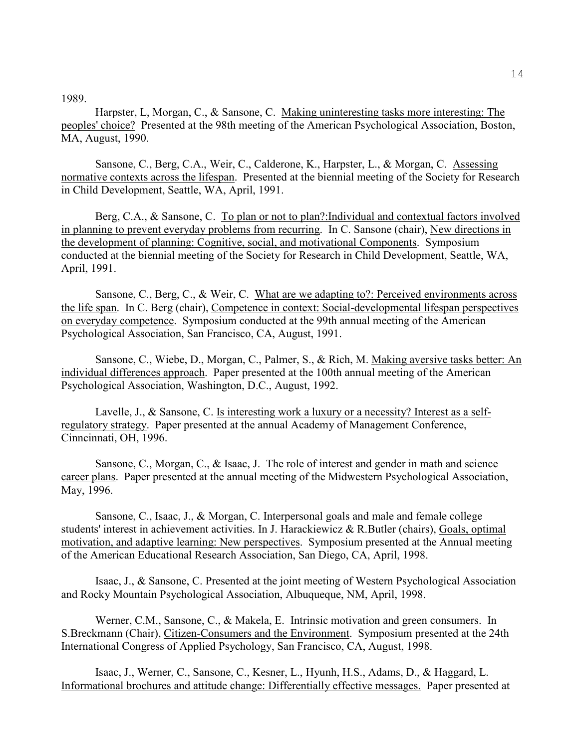1989.

Harpster, L, Morgan, C., & Sansone, C. Making uninteresting tasks more interesting: The peoples' choice? Presented at the 98th meeting of the American Psychological Association, Boston, MA, August, 1990.

Sansone, C., Berg, C.A., Weir, C., Calderone, K., Harpster, L., & Morgan, C. Assessing normative contexts across the lifespan. Presented at the biennial meeting of the Society for Research in Child Development, Seattle, WA, April, 1991.

Berg, C.A., & Sansone, C. To plan or not to plan?:Individual and contextual factors involved in planning to prevent everyday problems from recurring. In C. Sansone (chair), New directions in the development of planning: Cognitive, social, and motivational Components. Symposium conducted at the biennial meeting of the Society for Research in Child Development, Seattle, WA, April, 1991.

Sansone, C., Berg, C., & Weir, C. What are we adapting to?: Perceived environments across the life span. In C. Berg (chair), Competence in context: Social-developmental lifespan perspectives on everyday competence. Symposium conducted at the 99th annual meeting of the American Psychological Association, San Francisco, CA, August, 1991.

Sansone, C., Wiebe, D., Morgan, C., Palmer, S., & Rich, M. Making aversive tasks better: An individual differences approach. Paper presented at the 100th annual meeting of the American Psychological Association, Washington, D.C., August, 1992.

Lavelle, J., & Sansone, C. Is interesting work a luxury or a necessity? Interest as a self-regulatory strategy. Paper presented at the annual Academy of Management Conference, Cinncinnati, OH, 1996.

Sansone, C., Morgan, C., & Isaac, J. The role of interest and gender in math and science career plans. Paper presented at the annual meeting of the Midwestern Psychological Association, May, 1996.

Sansone, C., Isaac, J., & Morgan, C. Interpersonal goals and male and female college students' interest in achievement activities. In J. Harackiewicz & R.Butler (chairs), Goals, optimal motivation, and adaptive learning: New perspectives. Symposium presented at the Annual meeting of the American Educational Research Association, San Diego, CA, April, 1998.

Isaac, J., & Sansone, C. Presented at the joint meeting of Western Psychological Association and Rocky Mountain Psychological Association, Albuqueque, NM, April, 1998.

Werner, C.M., Sansone, C., & Makela, E. Intrinsic motivation and green consumers. In S.Breckmann (Chair), Citizen-Consumers and the Environment. Symposium presented at the 24th International Congress of Applied Psychology, San Francisco, CA, August, 1998.

Isaac, J., Werner, C., Sansone, C., Kesner, L., Hyunh, H.S., Adams, D., & Haggard, L. Informational brochures and attitude change: Differentially effective messages. Paper presented at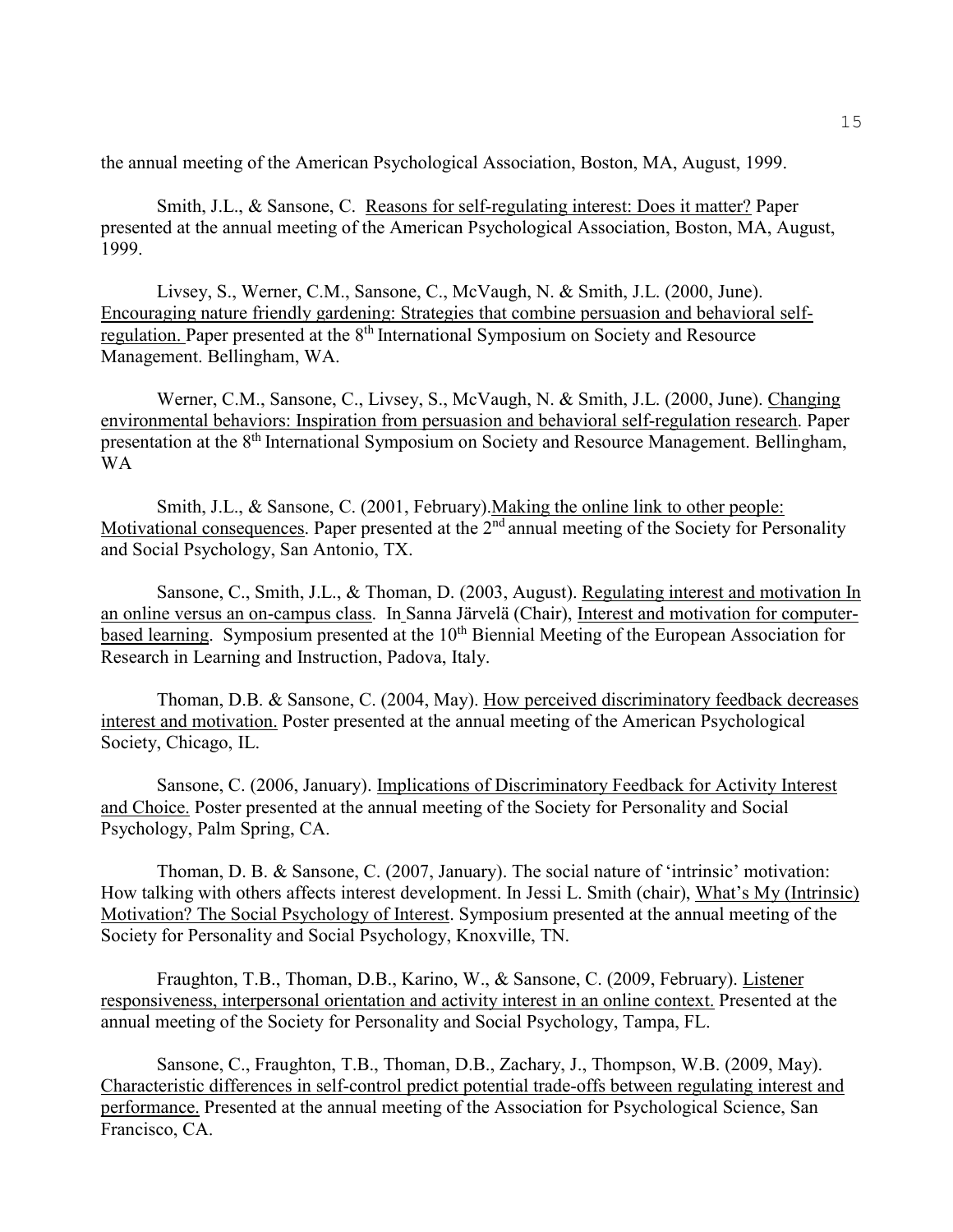the annual meeting of the American Psychological Association, Boston, MA, August, 1999.

Smith, J.L., & Sansone, C. Reasons for self-regulating interest: Does it matter? Paper presented at the annual meeting of the American Psychological Association, Boston, MA, August, 1999.

Livsey, S., Werner, C.M., Sansone, C., McVaugh, N. & Smith, J.L. (2000, June). Encouraging nature friendly gardening: Strategies that combine persuasion and behavioral self-regulation. Paper presented at the 8th International Symposium on Society and Resource Management. Bellingham, WA.

Werner, C.M., Sansone, C., Livsey, S., McVaugh, N. & Smith, J.L. (2000, June). Changing environmental behaviors: Inspiration from persuasion and behavioral self-regulation research. Paper presentation at the 8th International Symposium on Society and Resource Management. Bellingham, WA

Smith, J.L., & Sansone, C. (2001, February).Making the online link to other people: Motivational consequences. Paper presented at the 2nd annual meeting of the Society for Personality and Social Psychology, San Antonio, TX.

Sansone, C., Smith, J.L., & Thoman, D. (2003, August). Regulating interest and motivation In an online versus an on-campus class. In Sanna Järvelä (Chair), Interest and motivation for computer-based learning. Symposium presented at the 10th Biennial Meeting of the European Association for Research in Learning and Instruction, Padova, Italy.

Thoman, D.B. & Sansone, C. (2004, May). How perceived discriminatory feedback decreases interest and motivation. Poster presented at the annual meeting of the American Psychological Society, Chicago, IL.

Sansone, C. (2006, January). Implications of Discriminatory Feedback for Activity Interest and Choice. Poster presented at the annual meeting of the Society for Personality and Social Psychology, Palm Spring, CA.

Thoman, D. B. & Sansone, C. (2007, January). The social nature of 'intrinsic' motivation: How talking with others affects interest development. In Jessi L. Smith (chair), What's My (Intrinsic) Motivation? The Social Psychology of Interest. Symposium presented at the annual meeting of the Society for Personality and Social Psychology, Knoxville, TN.

Fraughton, T.B., Thoman, D.B., Karino, W., & Sansone, C. (2009, February). Listener responsiveness, interpersonal orientation and activity interest in an online context. Presented at the annual meeting of the Society for Personality and Social Psychology, Tampa, FL.

Sansone, C., Fraughton, T.B., Thoman, D.B., Zachary, J., Thompson, W.B. (2009, May). Characteristic differences in self-control predict potential trade-offs between regulating interest and performance. Presented at the annual meeting of the Association for Psychological Science, San Francisco, CA.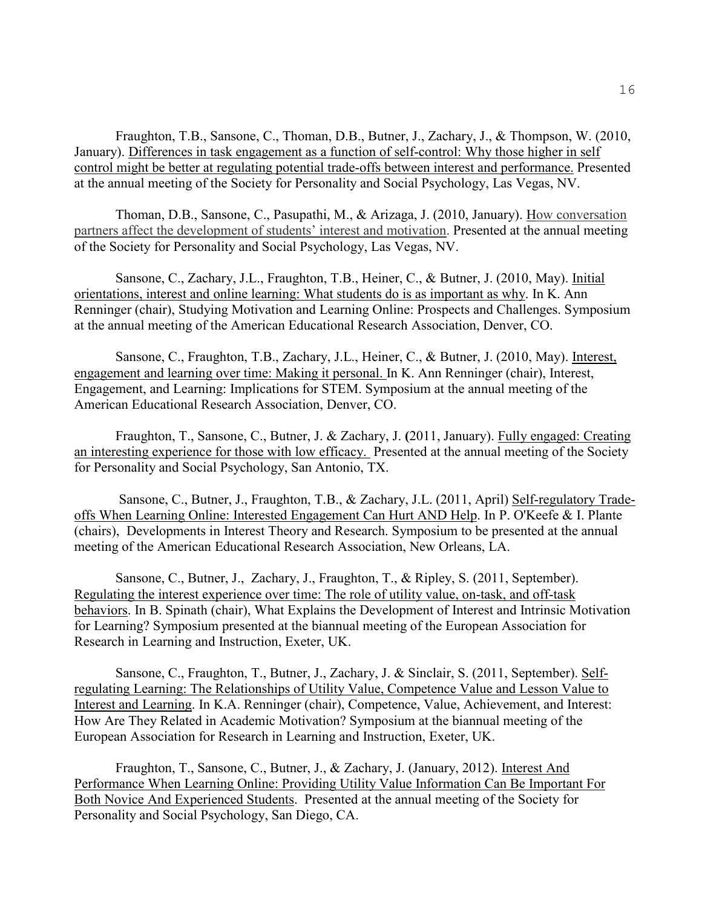Fraughton, T.B., Sansone, C., Thoman, D.B., Butner, J., Zachary, J., & Thompson, W. (2010, January). Differences in task engagement as a function of self-control: Why those higher in self control might be better at regulating potential trade-offs between interest and performance. Presented at the annual meeting of the Society for Personality and Social Psychology, Las Vegas, NV.

Thoman, D.B., Sansone, C., Pasupathi, M., & Arizaga, J. (2010, January). How conversation partners affect the development of students' interest and motivation. Presented at the annual meeting of the Society for Personality and Social Psychology, Las Vegas, NV.

Sansone, C., Zachary, J.L., Fraughton, T.B., Heiner, C., & Butner, J. (2010, May). Initial orientations, interest and online learning: What students do is as important as why. In K. Ann Renninger (chair), Studying Motivation and Learning Online: Prospects and Challenges. Symposium at the annual meeting of the American Educational Research Association, Denver, CO.

Sansone, C., Fraughton, T.B., Zachary, J.L., Heiner, C., & Butner, J. (2010, May). Interest, engagement and learning over time: Making it personal. In K. Ann Renninger (chair), Interest, Engagement, and Learning: Implications for STEM. Symposium at the annual meeting of the American Educational Research Association, Denver, CO.

Fraughton, T., Sansone, C., Butner, J. & Zachary, J. (2011, January). Fully engaged: Creating an interesting experience for those with low efficacy. Presented at the annual meeting of the Society for Personality and Social Psychology, San Antonio, TX.

Sansone, C., Butner, J., Fraughton, T.B., & Zachary, J.L. (2011, April) Self-regulatory Trade-offs When Learning Online: Interested Engagement Can Hurt AND Help. In P. O'Keefe & I. Plante (chairs), Developments in Interest Theory and Research. Symposium to be presented at the annual meeting of the American Educational Research Association, New Orleans, LA.

Sansone, C., Butner, J., Zachary, J., Fraughton, T., & Ripley, S. (2011, September). Regulating the interest experience over time: The role of utility value, on-task, and off-task behaviors. In B. Spinath (chair), What Explains the Development of Interest and Intrinsic Motivation for Learning? Symposium presented at the biannual meeting of the European Association for Research in Learning and Instruction, Exeter, UK.

Sansone, C., Fraughton, T., Butner, J., Zachary, J. & Sinclair, S. (2011, September). Self-regulating Learning: The Relationships of Utility Value, Competence Value and Lesson Value to Interest and Learning. In K.A. Renninger (chair), Competence, Value, Achievement, and Interest: How Are They Related in Academic Motivation? Symposium at the biannual meeting of the European Association for Research in Learning and Instruction, Exeter, UK.

Fraughton, T., Sansone, C., Butner, J., & Zachary, J. (January, 2012). Interest And Performance When Learning Online: Providing Utility Value Information Can Be Important For Both Novice And Experienced Students. Presented at the annual meeting of the Society for Personality and Social Psychology, San Diego, CA.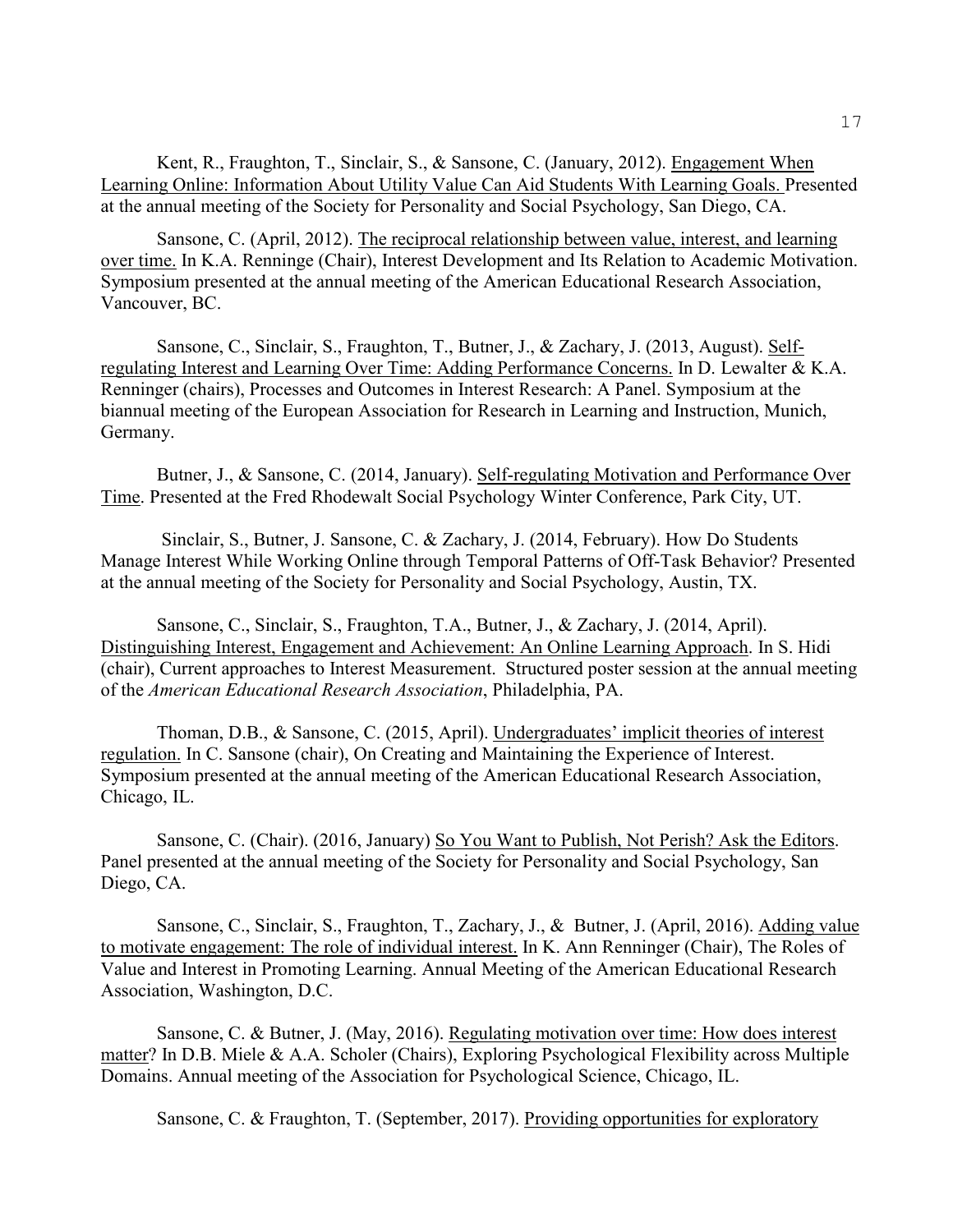Kent, R., Fraughton, T., Sinclair, S., & Sansone, C. (January, 2012). <u>Engagement When Learning Online: Information About Utility Value Can Aid Students With Learning Goals.</u> Presented at the annual meeting of the Society for Personality and Social Psychology, San Diego, CA.

Sansone, C. (April, 2012). <u>The reciprocal relationship between value, interest, and learning over time.</u> In K.A. Renninge (Chair), Interest Development and Its Relation to Academic Motivation. Symposium presented at the annual meeting of the American Educational Research Association, Vancouver, BC.

Sansone, C., Sinclair, S., Fraughton, T., Butner, J., & Zachary, J. (2013, August). <u>Self-regulating Interest and Learning Over Time: Adding Performance Concerns.</u> In D. Lewalter & K.A. Renninger (chairs), Processes and Outcomes in Interest Research: A Panel. Symposium at the biannual meeting of the European Association for Research in Learning and Instruction, Munich, Germany.

Butner, J., & Sansone, C. (2014, January). <u>Self-regulating Motivation and Performance Over Time</u>. Presented at the Fred Rhodewalt Social Psychology Winter Conference, Park City, UT.

Sinclair, S., Butner, J. Sansone, C. & Zachary, J. (2014, February). How Do Students Manage Interest While Working Online through Temporal Patterns of Off-Task Behavior? Presented at the annual meeting of the Society for Personality and Social Psychology, Austin, TX.

Sansone, C., Sinclair, S., Fraughton, T.A., Butner, J., & Zachary, J. (2014, April). <u>Distinguishing Interest, Engagement and Achievement: An Online Learning Approach</u>. In S. Hidi (chair), Current approaches to Interest Measurement. Structured poster session at the annual meeting of the *American Educational Research Association*, Philadelphia, PA.

Thoman, D.B., & Sansone, C. (2015, April). <u>Undergraduates' implicit theories of interest regulation.</u> In C. Sansone (chair), On Creating and Maintaining the Experience of Interest. Symposium presented at the annual meeting of the American Educational Research Association, Chicago, IL.

Sansone, C. (Chair). (2016, January) <u>So You Want to Publish, Not Perish? Ask the Editors</u>. Panel presented at the annual meeting of the Society for Personality and Social Psychology, San Diego, CA.

Sansone, C., Sinclair, S., Fraughton, T., Zachary, J., & Butner, J. (April, 2016). <u>Adding value to motivate engagement: The role of individual interest.</u> In K. Ann Renninger (Chair), The Roles of Value and Interest in Promoting Learning. Annual Meeting of the American Educational Research Association, Washington, D.C.

Sansone, C. & Butner, J. (May, 2016). <u>Regulating motivation over time: How does interest matter</u>? In D.B. Miele & A.A. Scholer (Chairs), Exploring Psychological Flexibility across Multiple Domains. Annual meeting of the Association for Psychological Science, Chicago, IL.

Sansone, C. & Fraughton, T. (September, 2017). <u>Providing opportunities for exploratory</u>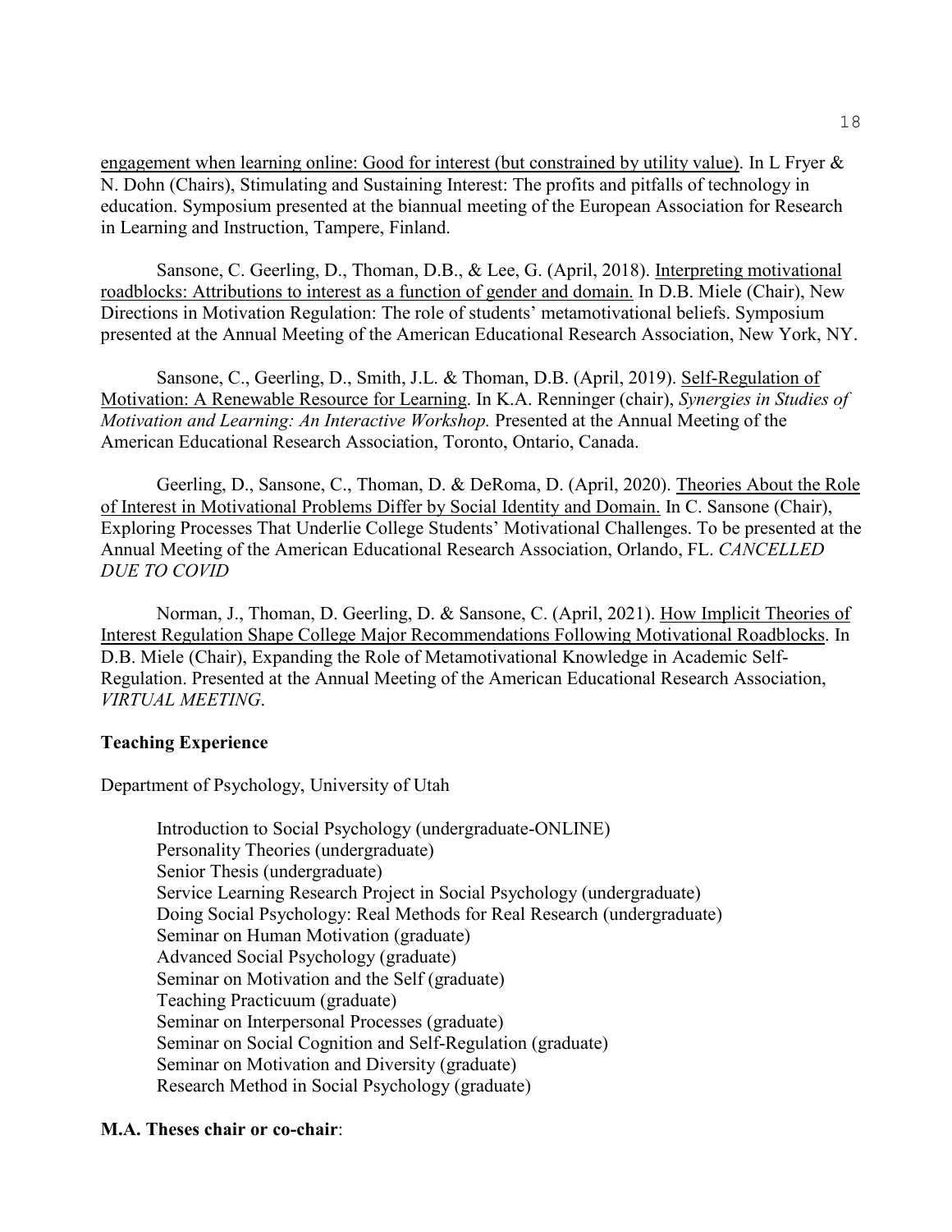engagement when learning online: Good for interest (but constrained by utility value). In L Fryer & N. Dohn (Chairs), Stimulating and Sustaining Interest: The profits and pitfalls of technology in education. Symposium presented at the biannual meeting of the European Association for Research in Learning and Instruction, Tampere, Finland.

Sansone, C. Geerling, D., Thoman, D.B., & Lee, G. (April, 2018). Interpreting motivational roadblocks: Attributions to interest as a function of gender and domain. In D.B. Miele (Chair), New Directions in Motivation Regulation: The role of students' metamotivational beliefs. Symposium presented at the Annual Meeting of the American Educational Research Association, New York, NY.

Sansone, C., Geerling, D., Smith, J.L. & Thoman, D.B. (April, 2019). Self-Regulation of Motivation: A Renewable Resource for Learning. In K.A. Renninger (chair), *Synergies in Studies of Motivation and Learning: An Interactive Workshop.* Presented at the Annual Meeting of the American Educational Research Association, Toronto, Ontario, Canada.

Geerling, D., Sansone, C., Thoman, D. & DeRoma, D. (April, 2020). Theories About the Role of Interest in Motivational Problems Differ by Social Identity and Domain. In C. Sansone (Chair), Exploring Processes That Underlie College Students' Motivational Challenges. To be presented at the Annual Meeting of the American Educational Research Association, Orlando, FL. *CANCELLED DUE TO COVID*

Norman, J., Thoman, D. Geerling, D. & Sansone, C. (April, 2021). How Implicit Theories of Interest Regulation Shape College Major Recommendations Following Motivational Roadblocks. In D.B. Miele (Chair), Expanding the Role of Metamotivational Knowledge in Academic Self-Regulation. Presented at the Annual Meeting of the American Educational Research Association, *VIRTUAL MEETING*.

**Teaching Experience**

Department of Psychology, University of Utah

Introduction to Social Psychology (undergraduate-ONLINE)
Personality Theories (undergraduate)
Senior Thesis (undergraduate)
Service Learning Research Project in Social Psychology (undergraduate)
Doing Social Psychology: Real Methods for Real Research (undergraduate)
Seminar on Human Motivation (graduate)
Advanced Social Psychology (graduate)
Seminar on Motivation and the Self (graduate)
Teaching Practicuum (graduate)
Seminar on Interpersonal Processes (graduate)
Seminar on Social Cognition and Self-Regulation (graduate)
Seminar on Motivation and Diversity (graduate)
Research Method in Social Psychology (graduate)

**M.A. Theses chair or co-chair**: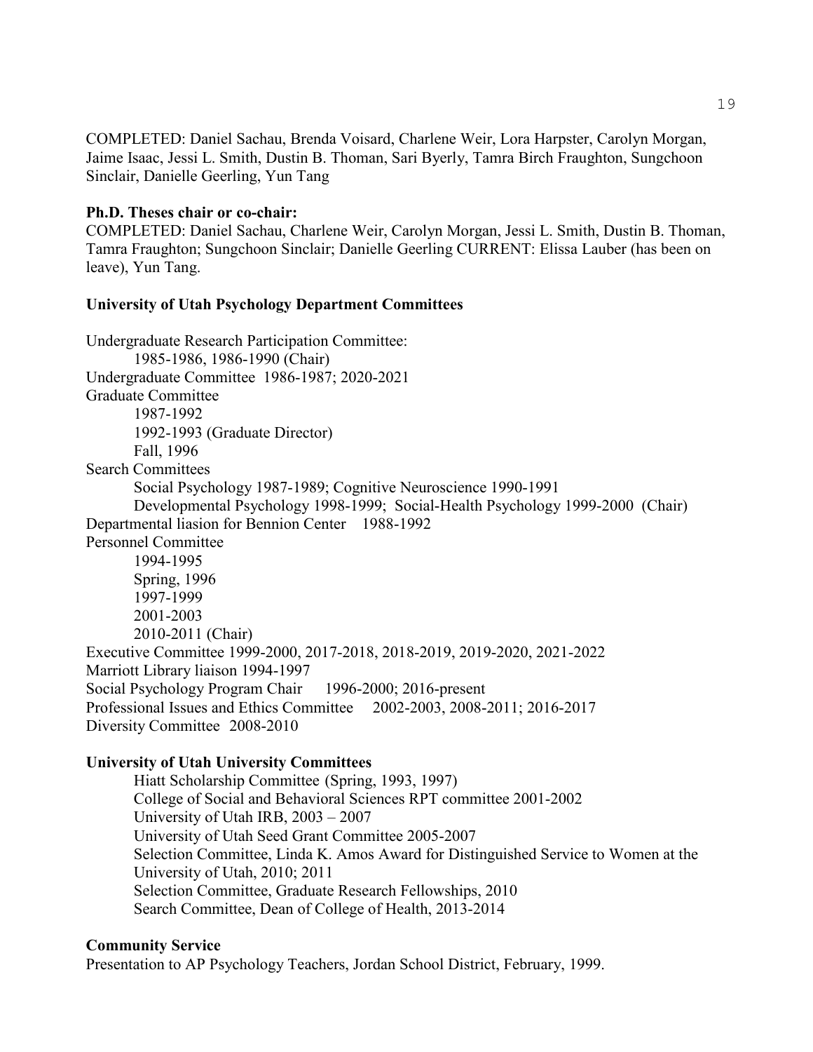COMPLETED: Daniel Sachau, Brenda Voisard, Charlene Weir, Lora Harpster, Carolyn Morgan, Jaime Isaac, Jessi L. Smith, Dustin B. Thoman, Sari Byerly, Tamra Birch Fraughton, Sungchoon Sinclair, Danielle Geerling, Yun Tang

**Ph.D. Theses chair or co-chair:**

COMPLETED: Daniel Sachau, Charlene Weir, Carolyn Morgan, Jessi L. Smith, Dustin B. Thoman, Tamra Fraughton; Sungchoon Sinclair; Danielle Geerling CURRENT: Elissa Lauber (has been on leave), Yun Tang.

**University of Utah Psychology Department Committees**

Undergraduate Research Participation Committee:
- 1985-1986, 1986-1990 (Chair)

Undergraduate Committee 1986-1987; 2020-2021

Graduate Committee
- 1987-1992
- 1992-1993 (Graduate Director)
- Fall, 1996

Search Committees
- Social Psychology 1987-1989; Cognitive Neuroscience 1990-1991
- Developmental Psychology 1998-1999; Social-Health Psychology 1999-2000 (Chair)

Departmental liasion for Bennion Center 1988-1992

Personnel Committee
- 1994-1995
- Spring, 1996
- 1997-1999
- 2001-2003
- 2010-2011 (Chair)

Executive Committee 1999-2000, 2017-2018, 2018-2019, 2019-2020, 2021-2022

Marriott Library liaison 1994-1997

Social Psychology Program Chair 1996-2000; 2016-present

Professional Issues and Ethics Committee 2002-2003, 2008-2011; 2016-2017

Diversity Committee 2008-2010

**University of Utah University Committees**

- Hiatt Scholarship Committee (Spring, 1993, 1997)
- College of Social and Behavioral Sciences RPT committee 2001-2002
- University of Utah IRB, 2003 – 2007
- University of Utah Seed Grant Committee 2005-2007
- Selection Committee, Linda K. Amos Award for Distinguished Service to Women at the University of Utah, 2010; 2011
- Selection Committee, Graduate Research Fellowships, 2010
- Search Committee, Dean of College of Health, 2013-2014

**Community Service**

Presentation to AP Psychology Teachers, Jordan School District, February, 1999.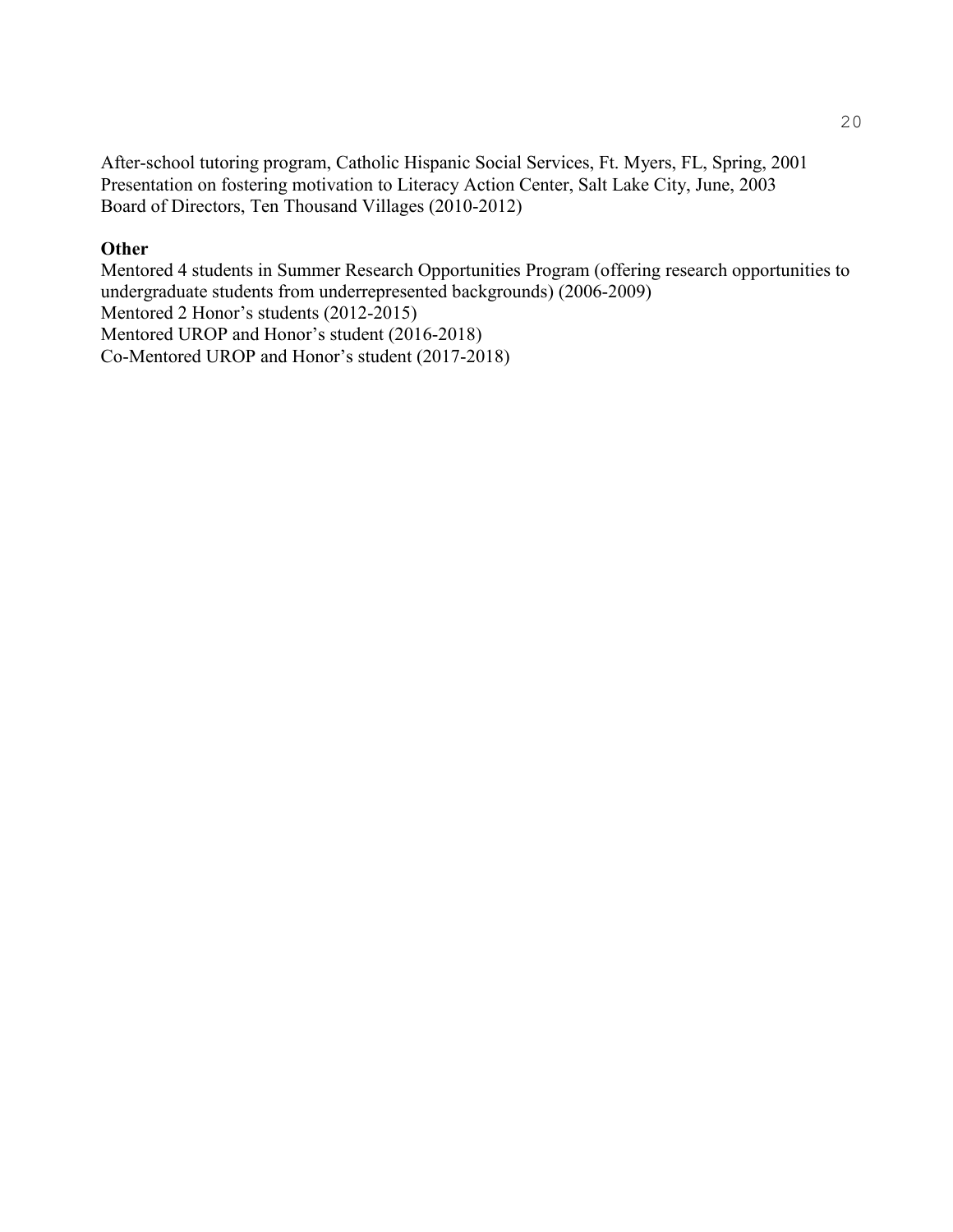After-school tutoring program, Catholic Hispanic Social Services, Ft. Myers, FL, Spring, 2001
Presentation on fostering motivation to Literacy Action Center, Salt Lake City, June, 2003
Board of Directors, Ten Thousand Villages (2010-2012)

**Other**

Mentored 4 students in Summer Research Opportunities Program (offering research opportunities to undergraduate students from underrepresented backgrounds) (2006-2009)
Mentored 2 Honor's students (2012-2015)
Mentored UROP and Honor's student (2016-2018)
Co-Mentored UROP and Honor's student (2017-2018)